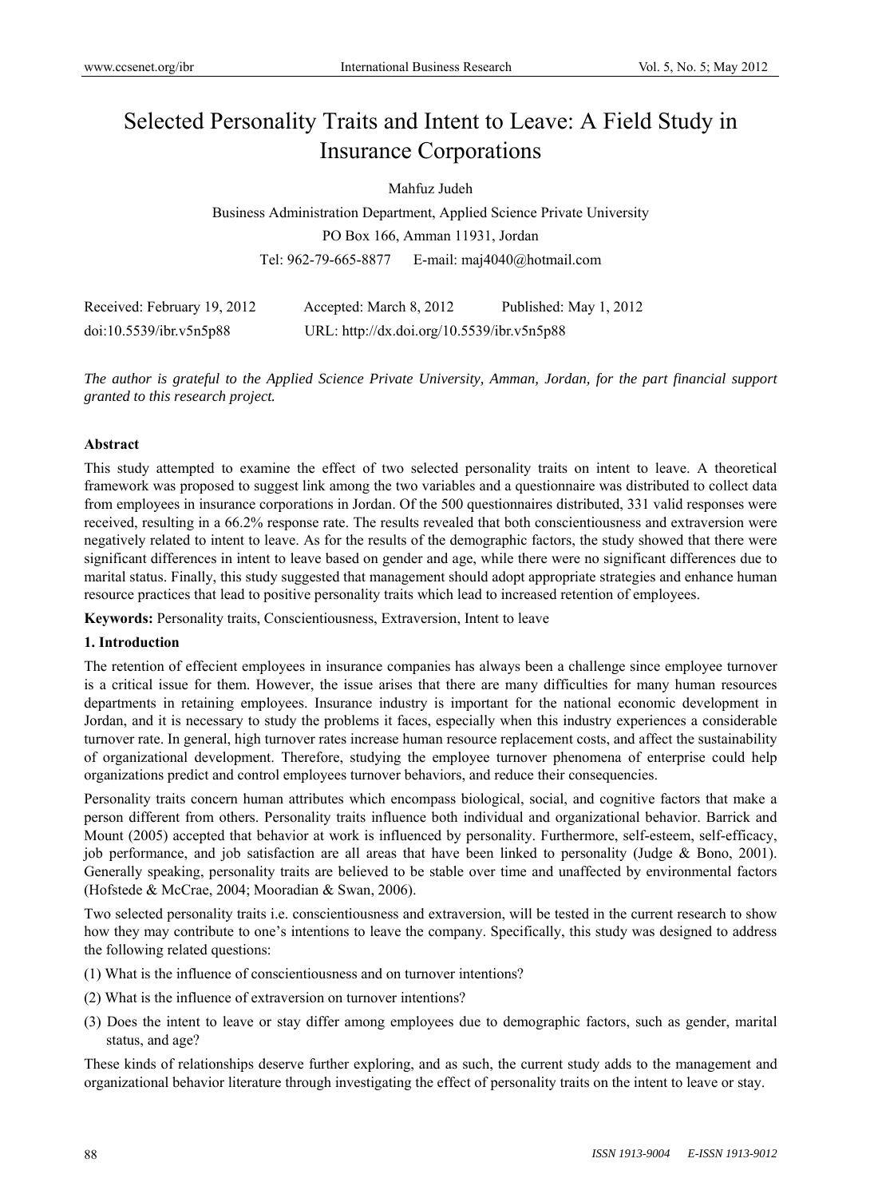# Selected Personality Traits and Intent to Leave: A Field Study in Insurance Corporations

Mahfuz Judeh

Business Administration Department, Applied Science Private University

PO Box 166, Amman 11931, Jordan

Tel: 962-79-665-8877 E-mail: maj4040@hotmail.com

Received: February 19, 2012 Accepted: March 8, 2012 Published: May 1, 2012

doi:10.5539/ibr.v5n5p88 URL: http://dx.doi.org/10.5539/ibr.v5n5p88

*The author is grateful to the Applied Science Private University, Amman, Jordan, for the part financial support granted to this research project.*

**Abstract**

This study attempted to examine the effect of two selected personality traits on intent to leave. A theoretical framework was proposed to suggest link among the two variables and a questionnaire was distributed to collect data from employees in insurance corporations in Jordan. Of the 500 questionnaires distributed, 331 valid responses were received, resulting in a 66.2% response rate. The results revealed that both conscientiousness and extraversion were negatively related to intent to leave. As for the results of the demographic factors, the study showed that there were significant differences in intent to leave based on gender and age, while there were no significant differences due to marital status. Finally, this study suggested that management should adopt appropriate strategies and enhance human resource practices that lead to positive personality traits which lead to increased retention of employees.

**Keywords:** Personality traits, Conscientiousness, Extraversion, Intent to leave

## 1. Introduction

The retention of effecient employees in insurance companies has always been a challenge since employee turnover is a critical issue for them. However, the issue arises that there are many difficulties for many human resources departments in retaining employees. Insurance industry is important for the national economic development in Jordan, and it is necessary to study the problems it faces, especially when this industry experiences a considerable turnover rate. In general, high turnover rates increase human resource replacement costs, and affect the sustainability of organizational development. Therefore, studying the employee turnover phenomena of enterprise could help organizations predict and control employees turnover behaviors, and reduce their consequencies.

Personality traits concern human attributes which encompass biological, social, and cognitive factors that make a person different from others. Personality traits influence both individual and organizational behavior. Barrick and Mount (2005) accepted that behavior at work is influenced by personality. Furthermore, self-esteem, self-efficacy, job performance, and job satisfaction are all areas that have been linked to personality (Judge & Bono, 2001). Generally speaking, personality traits are believed to be stable over time and unaffected by environmental factors (Hofstede & McCrae, 2004; Mooradian & Swan, 2006).

Two selected personality traits i.e. conscientiousness and extraversion, will be tested in the current research to show how they may contribute to one's intentions to leave the company. Specifically, this study was designed to address the following related questions:

(1) What is the influence of conscientiousness and on turnover intentions?

(2) What is the influence of extraversion on turnover intentions?

(3) Does the intent to leave or stay differ among employees due to demographic factors, such as gender, marital status, and age?

These kinds of relationships deserve further exploring, and as such, the current study adds to the management and organizational behavior literature through investigating the effect of personality traits on the intent to leave or stay.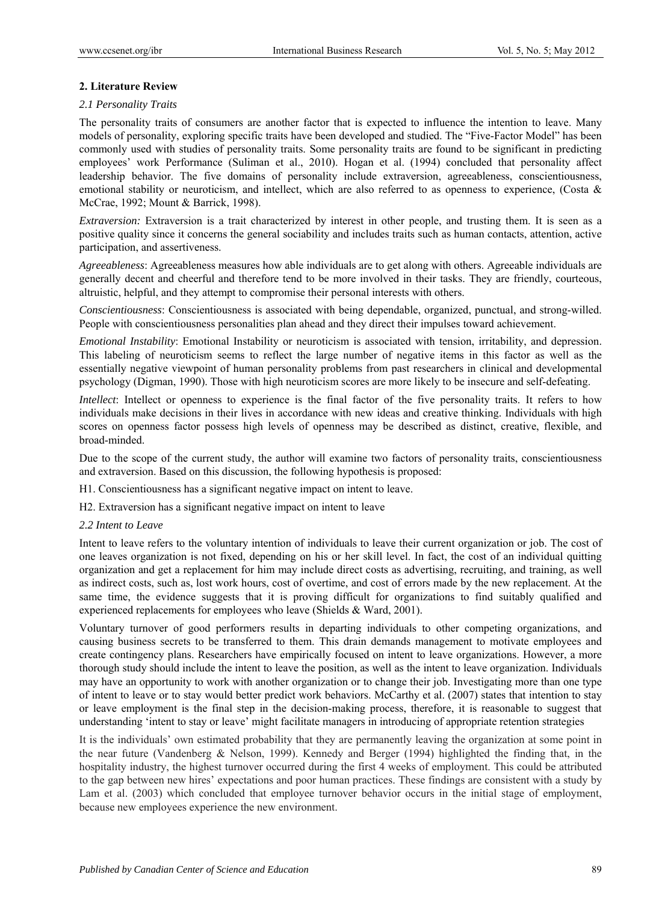## 2. Literature Review

### *2.1 Personality Traits*

The personality traits of consumers are another factor that is expected to influence the intention to leave. Many models of personality, exploring specific traits have been developed and studied. The "Five-Factor Model" has been commonly used with studies of personality traits. Some personality traits are found to be significant in predicting employees' work Performance (Suliman et al., 2010). Hogan et al. (1994) concluded that personality affect leadership behavior. The five domains of personality include extraversion, agreeableness, conscientiousness, emotional stability or neuroticism, and intellect, which are also referred to as openness to experience, (Costa & McCrae, 1992; Mount & Barrick, 1998).

*Extraversion:* Extraversion is a trait characterized by interest in other people, and trusting them. It is seen as a positive quality since it concerns the general sociability and includes traits such as human contacts, attention, active participation, and assertiveness.

*Agreeableness*: Agreeableness measures how able individuals are to get along with others. Agreeable individuals are generally decent and cheerful and therefore tend to be more involved in their tasks. They are friendly, courteous, altruistic, helpful, and they attempt to compromise their personal interests with others.

*Conscientiousness*: Conscientiousness is associated with being dependable, organized, punctual, and strong-willed. People with conscientiousness personalities plan ahead and they direct their impulses toward achievement.

*Emotional Instability*: Emotional Instability or neuroticism is associated with tension, irritability, and depression. This labeling of neuroticism seems to reflect the large number of negative items in this factor as well as the essentially negative viewpoint of human personality problems from past researchers in clinical and developmental psychology (Digman, 1990). Those with high neuroticism scores are more likely to be insecure and self-defeating.

*Intellect*: Intellect or openness to experience is the final factor of the five personality traits. It refers to how individuals make decisions in their lives in accordance with new ideas and creative thinking. Individuals with high scores on openness factor possess high levels of openness may be described as distinct, creative, flexible, and broad-minded.

Due to the scope of the current study, the author will examine two factors of personality traits, conscientiousness and extraversion. Based on this discussion, the following hypothesis is proposed:

H1. Conscientiousness has a significant negative impact on intent to leave.

H2. Extraversion has a significant negative impact on intent to leave

### *2.2 Intent to Leave*

Intent to leave refers to the voluntary intention of individuals to leave their current organization or job. The cost of one leaves organization is not fixed, depending on his or her skill level. In fact, the cost of an individual quitting organization and get a replacement for him may include direct costs as advertising, recruiting, and training, as well as indirect costs, such as, lost work hours, cost of overtime, and cost of errors made by the new replacement. At the same time, the evidence suggests that it is proving difficult for organizations to find suitably qualified and experienced replacements for employees who leave (Shields & Ward, 2001).

Voluntary turnover of good performers results in departing individuals to other competing organizations, and causing business secrets to be transferred to them. This drain demands management to motivate employees and create contingency plans. Researchers have empirically focused on intent to leave organizations. However, a more thorough study should include the intent to leave the position, as well as the intent to leave organization. Individuals may have an opportunity to work with another organization or to change their job. Investigating more than one type of intent to leave or to stay would better predict work behaviors. McCarthy et al. (2007) states that intention to stay or leave employment is the final step in the decision-making process, therefore, it is reasonable to suggest that understanding 'intent to stay or leave' might facilitate managers in introducing of appropriate retention strategies

It is the individuals' own estimated probability that they are permanently leaving the organization at some point in the near future (Vandenberg & Nelson, 1999). Kennedy and Berger (1994) highlighted the finding that, in the hospitality industry, the highest turnover occurred during the first 4 weeks of employment. This could be attributed to the gap between new hires' expectations and poor human practices. These findings are consistent with a study by Lam et al. (2003) which concluded that employee turnover behavior occurs in the initial stage of employment, because new employees experience the new environment.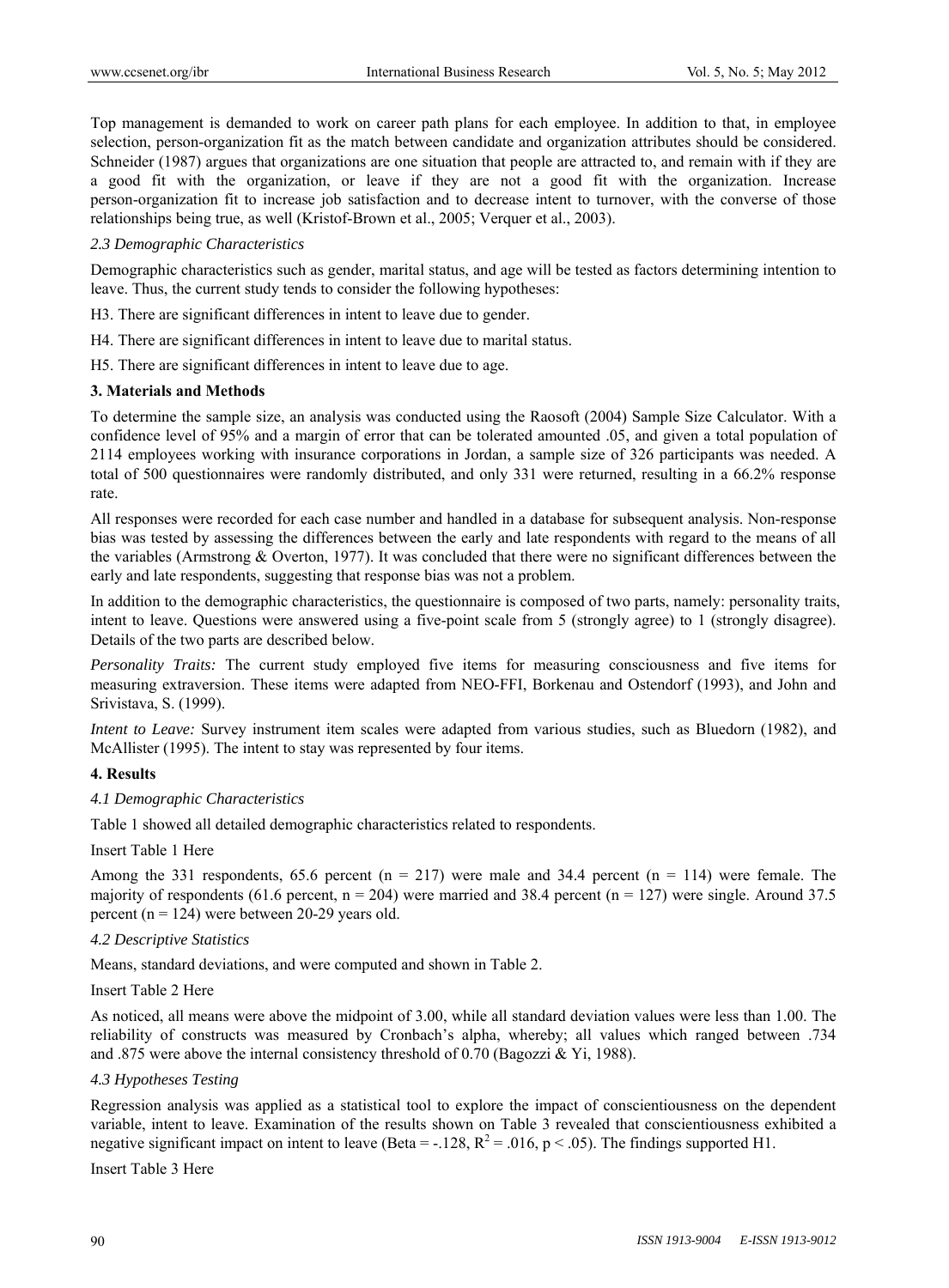Top management is demanded to work on career path plans for each employee. In addition to that, in employee selection, person-organization fit as the match between candidate and organization attributes should be considered. Schneider (1987) argues that organizations are one situation that people are attracted to, and remain with if they are a good fit with the organization, or leave if they are not a good fit with the organization. Increase person-organization fit to increase job satisfaction and to decrease intent to turnover, with the converse of those relationships being true, as well (Kristof-Brown et al., 2005; Verquer et al., 2003).

### *2.3 Demographic Characteristics*

Demographic characteristics such as gender, marital status, and age will be tested as factors determining intention to leave. Thus, the current study tends to consider the following hypotheses:

H3. There are significant differences in intent to leave due to gender.

H4. There are significant differences in intent to leave due to marital status.

H5. There are significant differences in intent to leave due to age.

## 3. Materials and Methods

To determine the sample size, an analysis was conducted using the Raosoft (2004) Sample Size Calculator. With a confidence level of 95% and a margin of error that can be tolerated amounted .05, and given a total population of 2114 employees working with insurance corporations in Jordan, a sample size of 326 participants was needed. A total of 500 questionnaires were randomly distributed, and only 331 were returned, resulting in a 66.2% response rate.

All responses were recorded for each case number and handled in a database for subsequent analysis. Non-response bias was tested by assessing the differences between the early and late respondents with regard to the means of all the variables (Armstrong & Overton, 1977). It was concluded that there were no significant differences between the early and late respondents, suggesting that response bias was not a problem.

In addition to the demographic characteristics, the questionnaire is composed of two parts, namely: personality traits, intent to leave. Questions were answered using a five-point scale from 5 (strongly agree) to 1 (strongly disagree). Details of the two parts are described below.

*Personality Traits:* The current study employed five items for measuring consciousness and five items for measuring extraversion. These items were adapted from NEO-FFI, Borkenau and Ostendorf (1993), and John and Srivistava, S. (1999).

*Intent to Leave:* Survey instrument item scales were adapted from various studies, such as Bluedorn (1982), and McAllister (1995). The intent to stay was represented by four items.

## 4. Results

### *4.1 Demographic Characteristics*

Table 1 showed all detailed demographic characteristics related to respondents.

Insert Table 1 Here

Among the 331 respondents, 65.6 percent (n = 217) were male and 34.4 percent (n = 114) were female. The majority of respondents (61.6 percent, n = 204) were married and 38.4 percent (n = 127) were single. Around 37.5 percent (n = 124) were between 20-29 years old.

### *4.2 Descriptive Statistics*

Means, standard deviations, and were computed and shown in Table 2.

Insert Table 2 Here

As noticed, all means were above the midpoint of 3.00, while all standard deviation values were less than 1.00. The reliability of constructs was measured by Cronbach's alpha, whereby; all values which ranged between .734 and .875 were above the internal consistency threshold of 0.70 (Bagozzi & Yi, 1988).

### *4.3 Hypotheses Testing*

Regression analysis was applied as a statistical tool to explore the impact of conscientiousness on the dependent variable, intent to leave. Examination of the results shown on Table 3 revealed that conscientiousness exhibited a negative significant impact on intent to leave (Beta = -.128, $R^2$ = .016, $p < .05$). The findings supported H1.

Insert Table 3 Here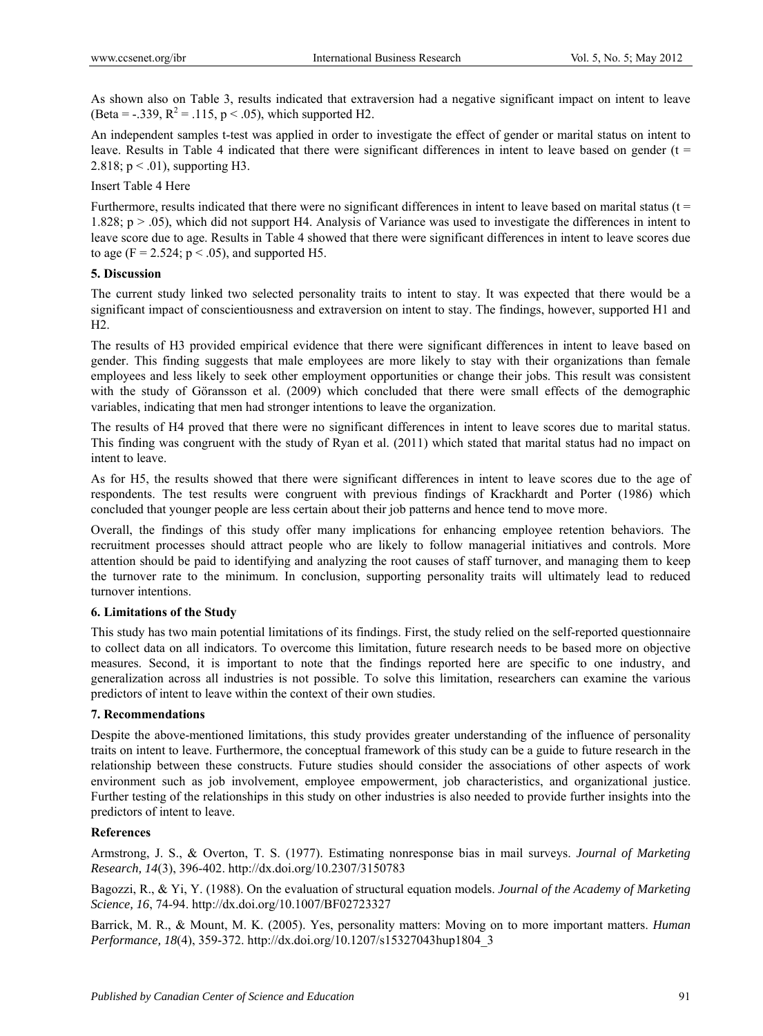As shown also on Table 3, results indicated that extraversion had a negative significant impact on intent to leave (Beta = -.339, $R^2 = .115$, $p < .05$), which supported H2.

An independent samples t-test was applied in order to investigate the effect of gender or marital status on intent to leave. Results in Table 4 indicated that there were significant differences in intent to leave based on gender ($t = 2.818$; $p < .01$), supporting H3.

Insert Table 4 Here

Furthermore, results indicated that there were no significant differences in intent to leave based on marital status ($t = 1.828$; $p > .05$), which did not support H4. Analysis of Variance was used to investigate the differences in intent to leave score due to age. Results in Table 4 showed that there were significant differences in intent to leave scores due to age ($F = 2.524$; $p < .05$), and supported H5.

## 5. Discussion

The current study linked two selected personality traits to intent to stay. It was expected that there would be a significant impact of conscientiousness and extraversion on intent to stay. The findings, however, supported H1 and H2.

The results of H3 provided empirical evidence that there were significant differences in intent to leave based on gender. This finding suggests that male employees are more likely to stay with their organizations than female employees and less likely to seek other employment opportunities or change their jobs. This result was consistent with the study of Göransson et al. (2009) which concluded that there were small effects of the demographic variables, indicating that men had stronger intentions to leave the organization.

The results of H4 proved that there were no significant differences in intent to leave scores due to marital status. This finding was congruent with the study of Ryan et al. (2011) which stated that marital status had no impact on intent to leave.

As for H5, the results showed that there were significant differences in intent to leave scores due to the age of respondents. The test results were congruent with previous findings of Krackhardt and Porter (1986) which concluded that younger people are less certain about their job patterns and hence tend to move more.

Overall, the findings of this study offer many implications for enhancing employee retention behaviors. The recruitment processes should attract people who are likely to follow managerial initiatives and controls. More attention should be paid to identifying and analyzing the root causes of staff turnover, and managing them to keep the turnover rate to the minimum. In conclusion, supporting personality traits will ultimately lead to reduced turnover intentions.

## 6. Limitations of the Study

This study has two main potential limitations of its findings. First, the study relied on the self-reported questionnaire to collect data on all indicators. To overcome this limitation, future research needs to be based more on objective measures. Second, it is important to note that the findings reported here are specific to one industry, and generalization across all industries is not possible. To solve this limitation, researchers can examine the various predictors of intent to leave within the context of their own studies.

## 7. Recommendations

Despite the above-mentioned limitations, this study provides greater understanding of the influence of personality traits on intent to leave. Furthermore, the conceptual framework of this study can be a guide to future research in the relationship between these constructs. Future studies should consider the associations of other aspects of work environment such as job involvement, employee empowerment, job characteristics, and organizational justice. Further testing of the relationships in this study on other industries is also needed to provide further insights into the predictors of intent to leave.

## References

Armstrong, J. S., & Overton, T. S. (1977). Estimating nonresponse bias in mail surveys. *Journal of Marketing Research, 14*(3), 396-402. http://dx.doi.org/10.2307/3150783

Bagozzi, R., & Yi, Y. (1988). On the evaluation of structural equation models. *Journal of the Academy of Marketing Science, 16*, 74-94. http://dx.doi.org/10.1007/BF02723327

Barrick, M. R., & Mount, M. K. (2005). Yes, personality matters: Moving on to more important matters. *Human Performance, 18*(4), 359-372. http://dx.doi.org/10.1207/s15327043hup1804_3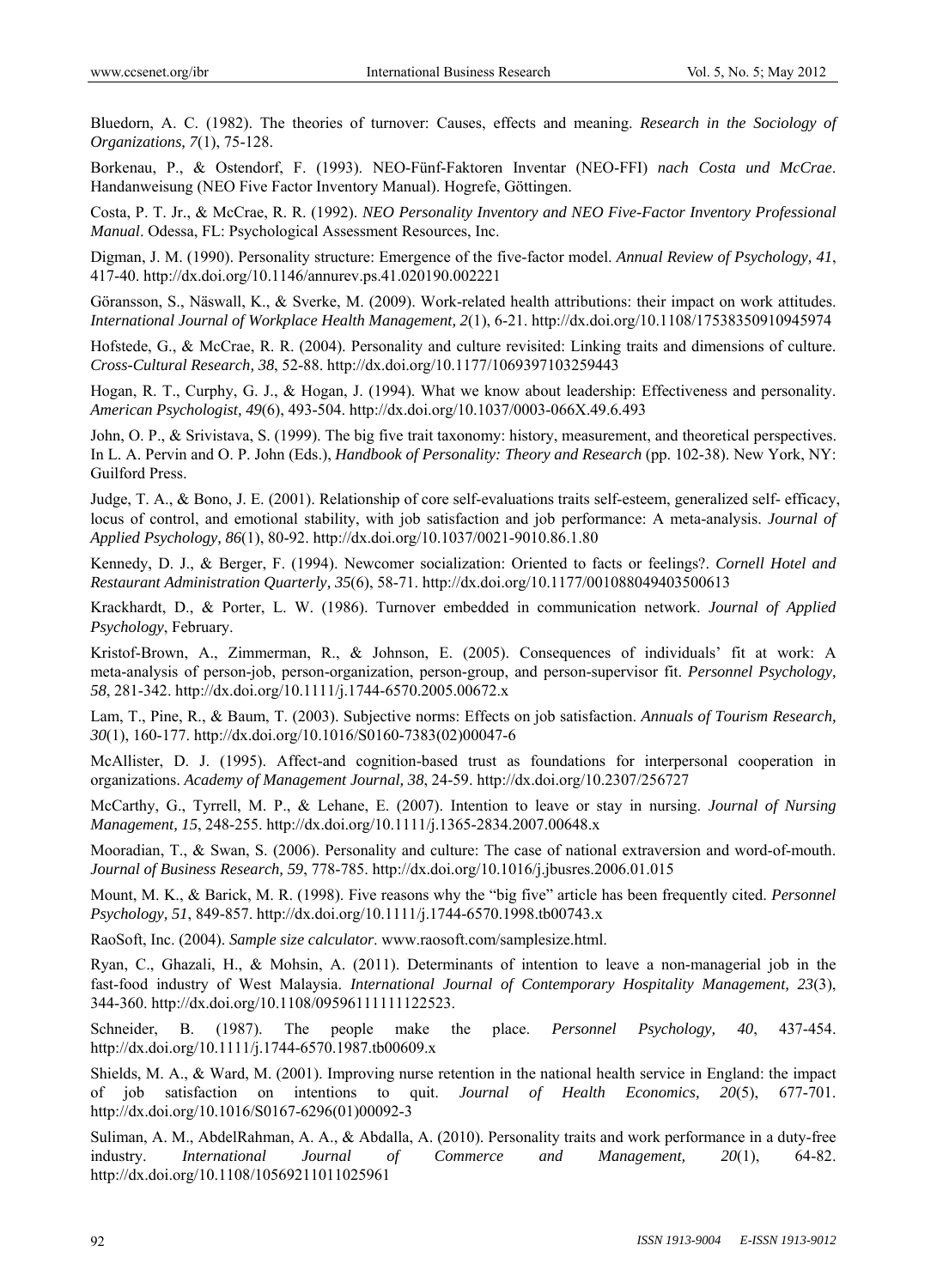Bluedorn, A. C. (1982). The theories of turnover: Causes, effects and meaning. *Research in the Sociology of Organizations, 7*(1), 75-128.

Borkenau, P., & Ostendorf, F. (1993). NEO-Fünf-Faktoren Inventar (NEO-FFI) *nach Costa und McCrae*. Handanweisung (NEO Five Factor Inventory Manual). Hogrefe, Göttingen.

Costa, P. T. Jr., & McCrae, R. R. (1992). *NEO Personality Inventory and NEO Five-Factor Inventory Professional Manual*. Odessa, FL: Psychological Assessment Resources, Inc.

Digman, J. M. (1990). Personality structure: Emergence of the five-factor model. *Annual Review of Psychology, 41*, 417-40. http://dx.doi.org/10.1146/annurev.ps.41.020190.002221

Göransson, S., Näswall, K., & Sverke, M. (2009). Work-related health attributions: their impact on work attitudes. *International Journal of Workplace Health Management, 2*(1), 6-21. http://dx.doi.org/10.1108/17538350910945974

Hofstede, G., & McCrae, R. R. (2004). Personality and culture revisited: Linking traits and dimensions of culture. *Cross-Cultural Research, 38*, 52-88. http://dx.doi.org/10.1177/1069397103259443

Hogan, R. T., Curphy, G. J., & Hogan, J. (1994). What we know about leadership: Effectiveness and personality. *American Psychologist, 49*(6), 493-504. http://dx.doi.org/10.1037/0003-066X.49.6.493

John, O. P., & Srivistava, S. (1999). The big five trait taxonomy: history, measurement, and theoretical perspectives. In L. A. Pervin and O. P. John (Eds.), *Handbook of Personality: Theory and Research* (pp. 102-38). New York, NY: Guilford Press.

Judge, T. A., & Bono, J. E. (2001). Relationship of core self-evaluations traits self-esteem, generalized self- efficacy, locus of control, and emotional stability, with job satisfaction and job performance: A meta-analysis. *Journal of Applied Psychology, 86*(1), 80-92. http://dx.doi.org/10.1037/0021-9010.86.1.80

Kennedy, D. J., & Berger, F. (1994). Newcomer socialization: Oriented to facts or feelings?. *Cornell Hotel and Restaurant Administration Quarterly, 35*(6), 58-71. http://dx.doi.org/10.1177/001088049403500613

Krackhardt, D., & Porter, L. W. (1986). Turnover embedded in communication network. *Journal of Applied Psychology*, February.

Kristof-Brown, A., Zimmerman, R., & Johnson, E. (2005). Consequences of individuals' fit at work: A meta-analysis of person-job, person-organization, person-group, and person-supervisor fit. *Personnel Psychology, 58*, 281-342. http://dx.doi.org/10.1111/j.1744-6570.2005.00672.x

Lam, T., Pine, R., & Baum, T. (2003). Subjective norms: Effects on job satisfaction. *Annuals of Tourism Research, 30*(1), 160-177. http://dx.doi.org/10.1016/S0160-7383(02)00047-6

McAllister, D. J. (1995). Affect-and cognition-based trust as foundations for interpersonal cooperation in organizations. *Academy of Management Journal, 38*, 24-59. http://dx.doi.org/10.2307/256727

McCarthy, G., Tyrrell, M. P., & Lehane, E. (2007). Intention to leave or stay in nursing. *Journal of Nursing Management, 15*, 248-255. http://dx.doi.org/10.1111/j.1365-2834.2007.00648.x

Mooradian, T., & Swan, S. (2006). Personality and culture: The case of national extraversion and word-of-mouth. *Journal of Business Research, 59*, 778-785. http://dx.doi.org/10.1016/j.jbusres.2006.01.015

Mount, M. K., & Barick, M. R. (1998). Five reasons why the "big five" article has been frequently cited. *Personnel Psychology, 51*, 849-857. http://dx.doi.org/10.1111/j.1744-6570.1998.tb00743.x

RaoSoft, Inc. (2004). *Sample size calculator*. www.raosoft.com/samplesize.html.

Ryan, C., Ghazali, H., & Mohsin, A. (2011). Determinants of intention to leave a non-managerial job in the fast-food industry of West Malaysia. *International Journal of Contemporary Hospitality Management, 23*(3), 344-360. http://dx.doi.org/10.1108/09596111111122523.

Schneider, B. (1987). The people make the place. *Personnel Psychology, 40*, 437-454. http://dx.doi.org/10.1111/j.1744-6570.1987.tb00609.x

Shields, M. A., & Ward, M. (2001). Improving nurse retention in the national health service in England: the impact of job satisfaction on intentions to quit. *Journal of Health Economics, 20*(5), 677-701. http://dx.doi.org/10.1016/S0167-6296(01)00092-3

Suliman, A. M., AbdelRahman, A. A., & Abdalla, A. (2010). Personality traits and work performance in a duty-free industry. *International Journal of Commerce and Management, 20*(1), 64-82. http://dx.doi.org/10.1108/10569211011025961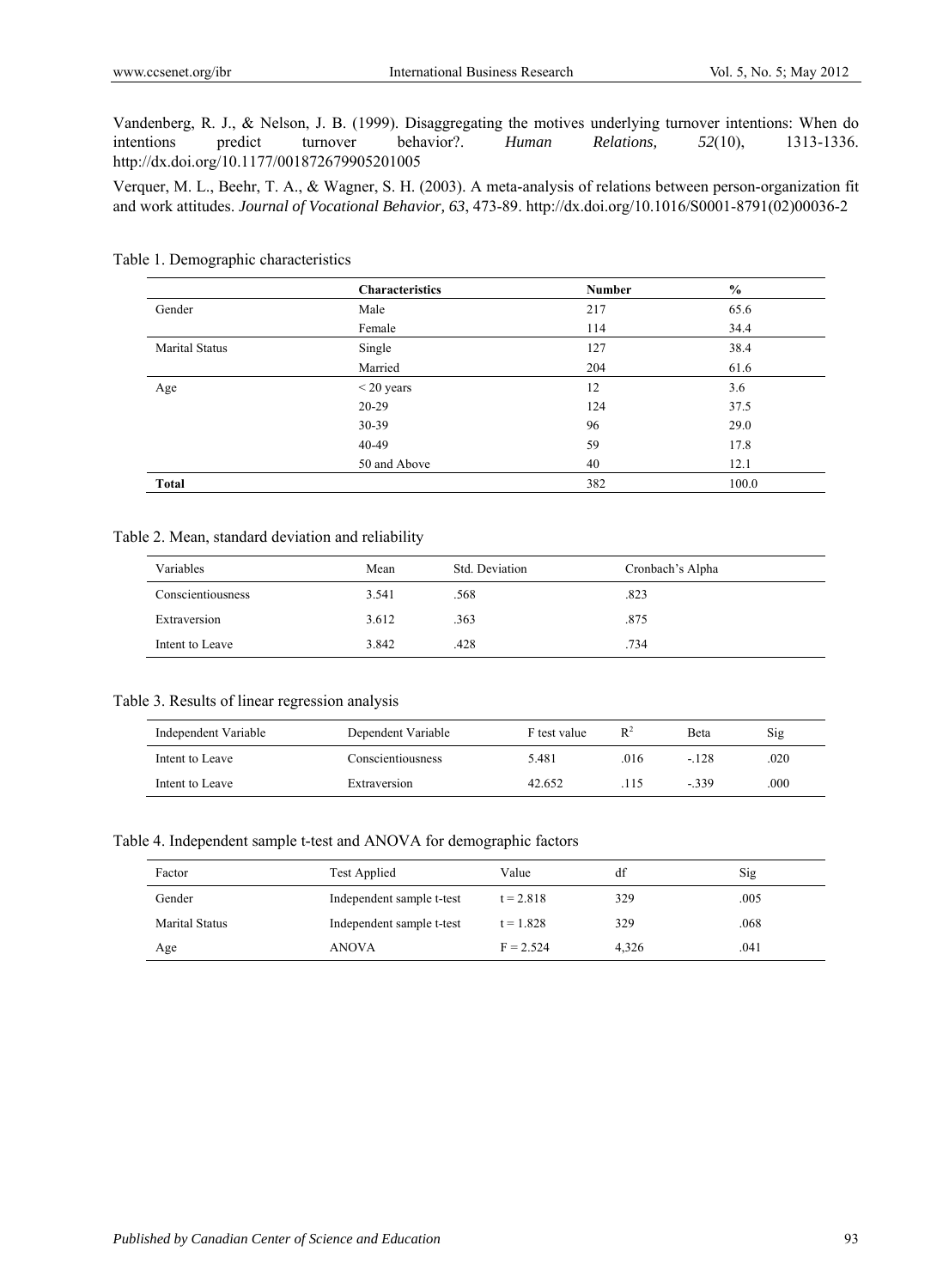Vandenberg, R. J., & Nelson, J. B. (1999). Disaggregating the motives underlying turnover intentions: When do intentions predict turnover behavior?. *Human Relations, 52*(10), 1313-1336. http://dx.doi.org/10.1177/001872679905201005

Verquer, M. L., Beehr, T. A., & Wagner, S. H. (2003). A meta-analysis of relations between person-organization fit and work attitudes. *Journal of Vocational Behavior, 63*, 473-89. http://dx.doi.org/10.1016/S0001-8791(02)00036-2

Table 1. Demographic characteristics

| | **Characteristics** | **Number** | **%** |
|---|---|---|---|
| Gender | Male | 217 | 65.6 |
| | Female | 114 | 34.4 |
| Marital Status | Single | 127 | 38.4 |
| | Married | 204 | 61.6 |
| Age | < 20 years | 12 | 3.6 |
| | 20-29 | 124 | 37.5 |
| | 30-39 | 96 | 29.0 |
| | 40-49 | 59 | 17.8 |
| | 50 and Above | 40 | 12.1 |
| **Total** | | 382 | 100.0 |

Table 2. Mean, standard deviation and reliability

| Variables | Mean | Std. Deviation | Cronbach's Alpha |
|---|---|---|---|
| Conscientiousness | 3.541 | .568 | .823 |
| Extraversion | 3.612 | .363 | .875 |
| Intent to Leave | 3.842 | .428 | .734 |

Table 3. Results of linear regression analysis

| Independent Variable | Dependent Variable | F test value | $R^2$ | Beta | Sig |
|---|---|---|---|---|---|
| Intent to Leave | Conscientiousness | 5.481 | .016 | -.128 | .020 |
| Intent to Leave | Extraversion | 42.652 | .115 | -.339 | .000 |

Table 4. Independent sample t-test and ANOVA for demographic factors

| Factor | Test Applied | Value | df | Sig |
|---|---|---|---|---|
| Gender | Independent sample t-test | t = 2.818 | 329 | .005 |
| Marital Status | Independent sample t-test | t = 1.828 | 329 | .068 |
| Age | ANOVA | F = 2.524 | 4,326 | .041 |